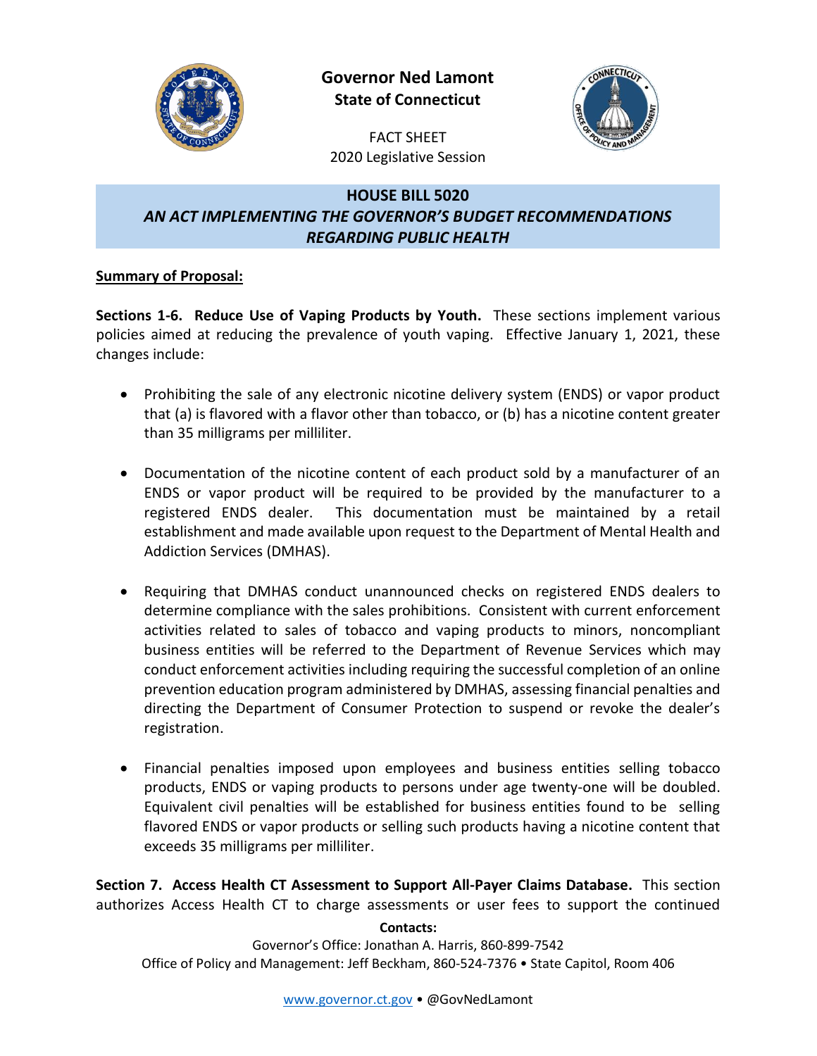**Governor Ned Lamont**
**State of Connecticut**

FACT SHEET
2020 Legislative Session

## HOUSE BILL 5020
## *AN ACT IMPLEMENTING THE GOVERNOR'S BUDGET RECOMMENDATIONS REGARDING PUBLIC HEALTH*

**Summary of Proposal:**

**Sections 1-6. Reduce Use of Vaping Products by Youth.** These sections implement various policies aimed at reducing the prevalence of youth vaping. Effective January 1, 2021, these changes include:

- Prohibiting the sale of any electronic nicotine delivery system (ENDS) or vapor product that (a) is flavored with a flavor other than tobacco, or (b) has a nicotine content greater than 35 milligrams per milliliter.
- Documentation of the nicotine content of each product sold by a manufacturer of an ENDS or vapor product will be required to be provided by the manufacturer to a registered ENDS dealer. This documentation must be maintained by a retail establishment and made available upon request to the Department of Mental Health and Addiction Services (DMHAS).
- Requiring that DMHAS conduct unannounced checks on registered ENDS dealers to determine compliance with the sales prohibitions. Consistent with current enforcement activities related to sales of tobacco and vaping products to minors, noncompliant business entities will be referred to the Department of Revenue Services which may conduct enforcement activities including requiring the successful completion of an online prevention education program administered by DMHAS, assessing financial penalties and directing the Department of Consumer Protection to suspend or revoke the dealer's registration.
- Financial penalties imposed upon employees and business entities selling tobacco products, ENDS or vaping products to persons under age twenty-one will be doubled. Equivalent civil penalties will be established for business entities found to be selling flavored ENDS or vapor products or selling such products having a nicotine content that exceeds 35 milligrams per milliliter.

**Section 7. Access Health CT Assessment to Support All-Payer Claims Database.** This section authorizes Access Health CT to charge assessments or user fees to support the continued

**Contacts:**
Governor's Office: Jonathan A. Harris, 860-899-7542
Office of Policy and Management: Jeff Beckham, 860-524-7376 • State Capitol, Room 406

www.governor.ct.gov • @GovNedLamont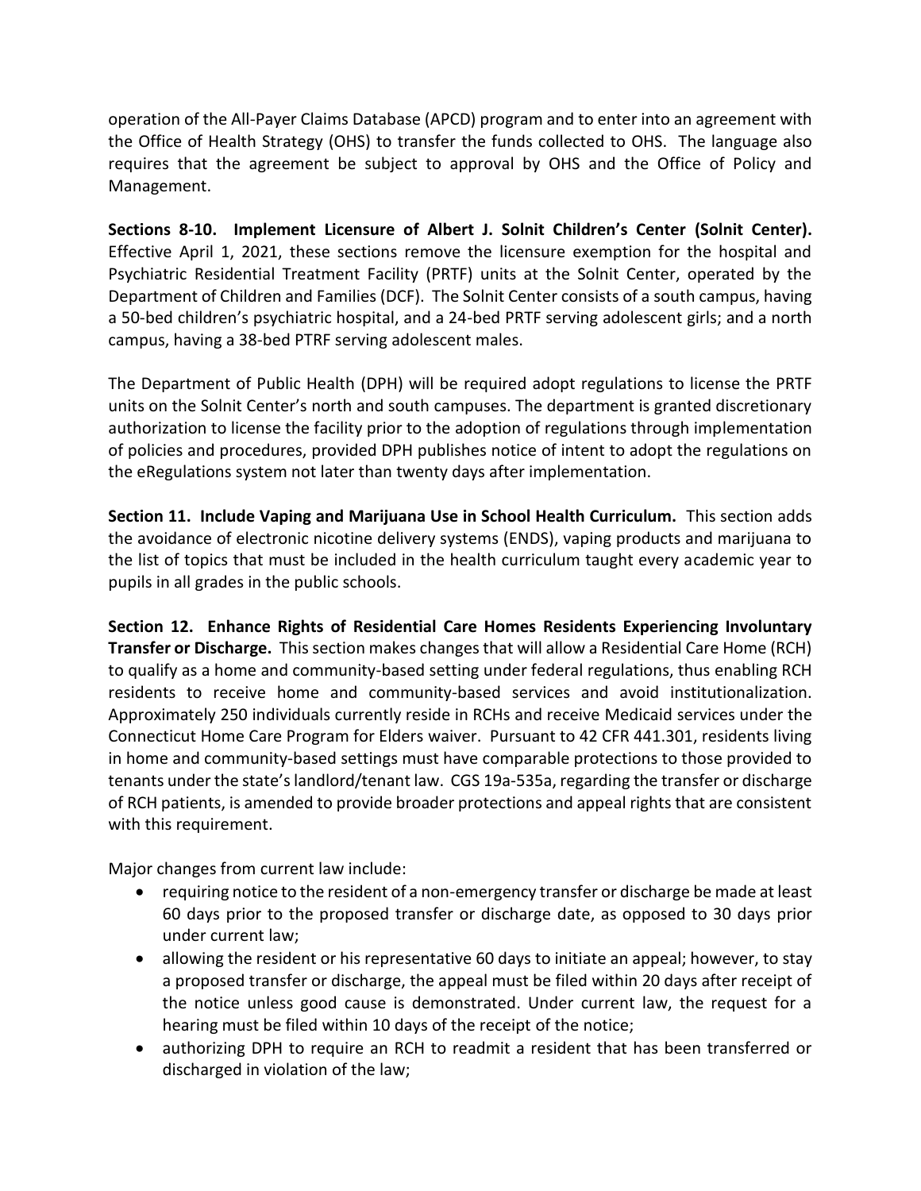operation of the All-Payer Claims Database (APCD) program and to enter into an agreement with the Office of Health Strategy (OHS) to transfer the funds collected to OHS. The language also requires that the agreement be subject to approval by OHS and the Office of Policy and Management.

**Sections 8-10. Implement Licensure of Albert J. Solnit Children's Center (Solnit Center).** Effective April 1, 2021, these sections remove the licensure exemption for the hospital and Psychiatric Residential Treatment Facility (PRTF) units at the Solnit Center, operated by the Department of Children and Families (DCF). The Solnit Center consists of a south campus, having a 50-bed children's psychiatric hospital, and a 24-bed PRTF serving adolescent girls; and a north campus, having a 38-bed PTRF serving adolescent males.

The Department of Public Health (DPH) will be required adopt regulations to license the PRTF units on the Solnit Center's north and south campuses. The department is granted discretionary authorization to license the facility prior to the adoption of regulations through implementation of policies and procedures, provided DPH publishes notice of intent to adopt the regulations on the eRegulations system not later than twenty days after implementation.

**Section 11. Include Vaping and Marijuana Use in School Health Curriculum.** This section adds the avoidance of electronic nicotine delivery systems (ENDS), vaping products and marijuana to the list of topics that must be included in the health curriculum taught every academic year to pupils in all grades in the public schools.

**Section 12. Enhance Rights of Residential Care Homes Residents Experiencing Involuntary Transfer or Discharge.** This section makes changes that will allow a Residential Care Home (RCH) to qualify as a home and community-based setting under federal regulations, thus enabling RCH residents to receive home and community-based services and avoid institutionalization. Approximately 250 individuals currently reside in RCHs and receive Medicaid services under the Connecticut Home Care Program for Elders waiver. Pursuant to 42 CFR 441.301, residents living in home and community-based settings must have comparable protections to those provided to tenants under the state's landlord/tenant law. CGS 19a-535a, regarding the transfer or discharge of RCH patients, is amended to provide broader protections and appeal rights that are consistent with this requirement.

Major changes from current law include:

- requiring notice to the resident of a non-emergency transfer or discharge be made at least 60 days prior to the proposed transfer or discharge date, as opposed to 30 days prior under current law;
- allowing the resident or his representative 60 days to initiate an appeal; however, to stay a proposed transfer or discharge, the appeal must be filed within 20 days after receipt of the notice unless good cause is demonstrated. Under current law, the request for a hearing must be filed within 10 days of the receipt of the notice;
- authorizing DPH to require an RCH to readmit a resident that has been transferred or discharged in violation of the law;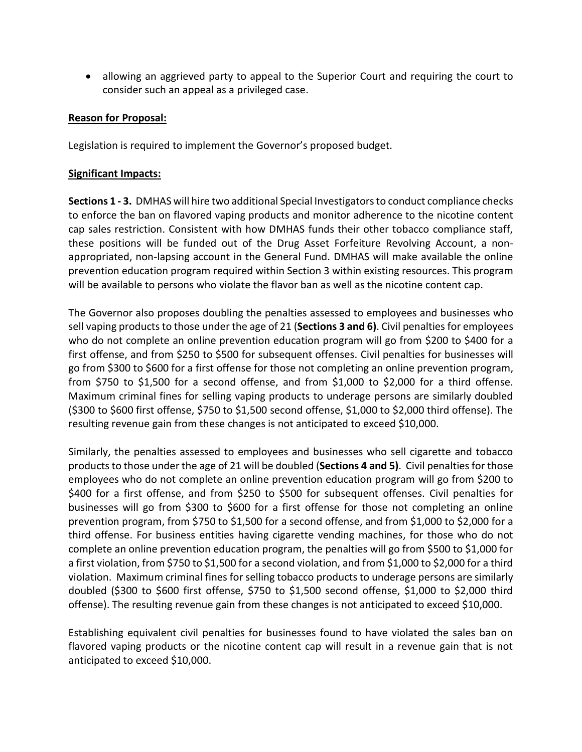- allowing an aggrieved party to appeal to the Superior Court and requiring the court to consider such an appeal as a privileged case.

**Reason for Proposal:**

Legislation is required to implement the Governor's proposed budget.

**Significant Impacts:**

**Sections 1 - 3.** DMHAS will hire two additional Special Investigators to conduct compliance checks to enforce the ban on flavored vaping products and monitor adherence to the nicotine content cap sales restriction. Consistent with how DMHAS funds their other tobacco compliance staff, these positions will be funded out of the Drug Asset Forfeiture Revolving Account, a non-appropriated, non-lapsing account in the General Fund. DMHAS will make available the online prevention education program required within Section 3 within existing resources. This program will be available to persons who violate the flavor ban as well as the nicotine content cap.

The Governor also proposes doubling the penalties assessed to employees and businesses who sell vaping products to those under the age of 21 (**Sections 3 and 6**). Civil penalties for employees who do not complete an online prevention education program will go from $200 to $400 for a first offense, and from $250 to $500 for subsequent offenses. Civil penalties for businesses will go from $300 to $600 for a first offense for those not completing an online prevention program, from $750 to $1,500 for a second offense, and from $1,000 to $2,000 for a third offense. Maximum criminal fines for selling vaping products to underage persons are similarly doubled ($300 to $600 first offense, $750 to $1,500 second offense, $1,000 to $2,000 third offense). The resulting revenue gain from these changes is not anticipated to exceed $10,000.

Similarly, the penalties assessed to employees and businesses who sell cigarette and tobacco products to those under the age of 21 will be doubled (**Sections 4 and 5**). Civil penalties for those employees who do not complete an online prevention education program will go from $200 to $400 for a first offense, and from $250 to $500 for subsequent offenses. Civil penalties for businesses will go from $300 to $600 for a first offense for those not completing an online prevention program, from $750 to $1,500 for a second offense, and from $1,000 to $2,000 for a third offense. For business entities having cigarette vending machines, for those who do not complete an online prevention education program, the penalties will go from $500 to $1,000 for a first violation, from $750 to $1,500 for a second violation, and from $1,000 to $2,000 for a third violation. Maximum criminal fines for selling tobacco products to underage persons are similarly doubled ($300 to $600 first offense, $750 to $1,500 second offense, $1,000 to $2,000 third offense). The resulting revenue gain from these changes is not anticipated to exceed $10,000.

Establishing equivalent civil penalties for businesses found to have violated the sales ban on flavored vaping products or the nicotine content cap will result in a revenue gain that is not anticipated to exceed $10,000.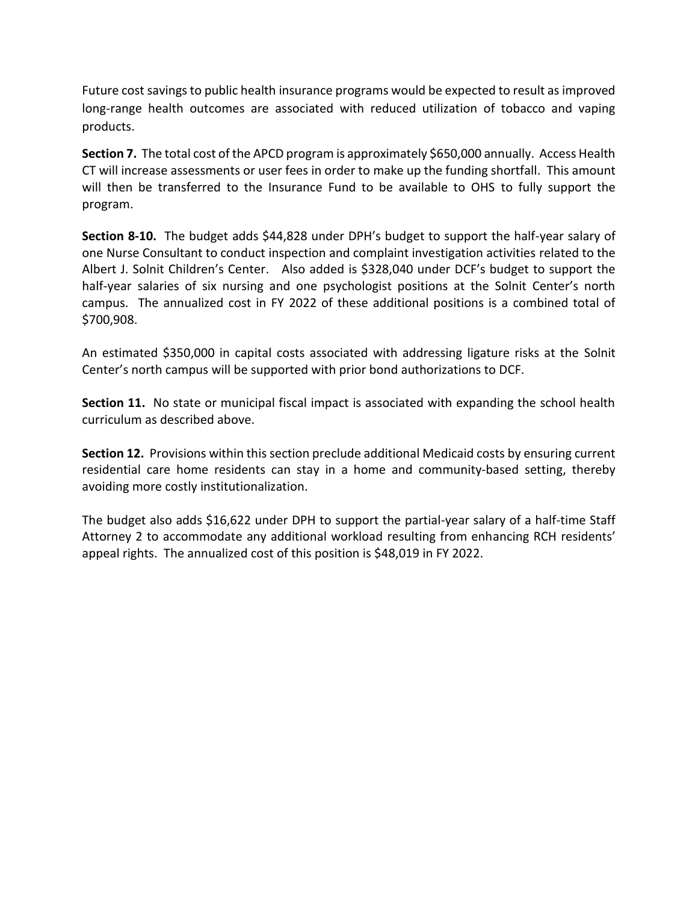Future cost savings to public health insurance programs would be expected to result as improved long-range health outcomes are associated with reduced utilization of tobacco and vaping products.

**Section 7.** The total cost of the APCD program is approximately $650,000 annually. Access Health CT will increase assessments or user fees in order to make up the funding shortfall. This amount will then be transferred to the Insurance Fund to be available to OHS to fully support the program.

**Section 8-10.** The budget adds $44,828 under DPH's budget to support the half-year salary of one Nurse Consultant to conduct inspection and complaint investigation activities related to the Albert J. Solnit Children's Center. Also added is $328,040 under DCF's budget to support the half-year salaries of six nursing and one psychologist positions at the Solnit Center's north campus. The annualized cost in FY 2022 of these additional positions is a combined total of $700,908.

An estimated $350,000 in capital costs associated with addressing ligature risks at the Solnit Center's north campus will be supported with prior bond authorizations to DCF.

**Section 11.** No state or municipal fiscal impact is associated with expanding the school health curriculum as described above.

**Section 12.** Provisions within this section preclude additional Medicaid costs by ensuring current residential care home residents can stay in a home and community-based setting, thereby avoiding more costly institutionalization.

The budget also adds $16,622 under DPH to support the partial-year salary of a half-time Staff Attorney 2 to accommodate any additional workload resulting from enhancing RCH residents' appeal rights. The annualized cost of this position is $48,019 in FY 2022.